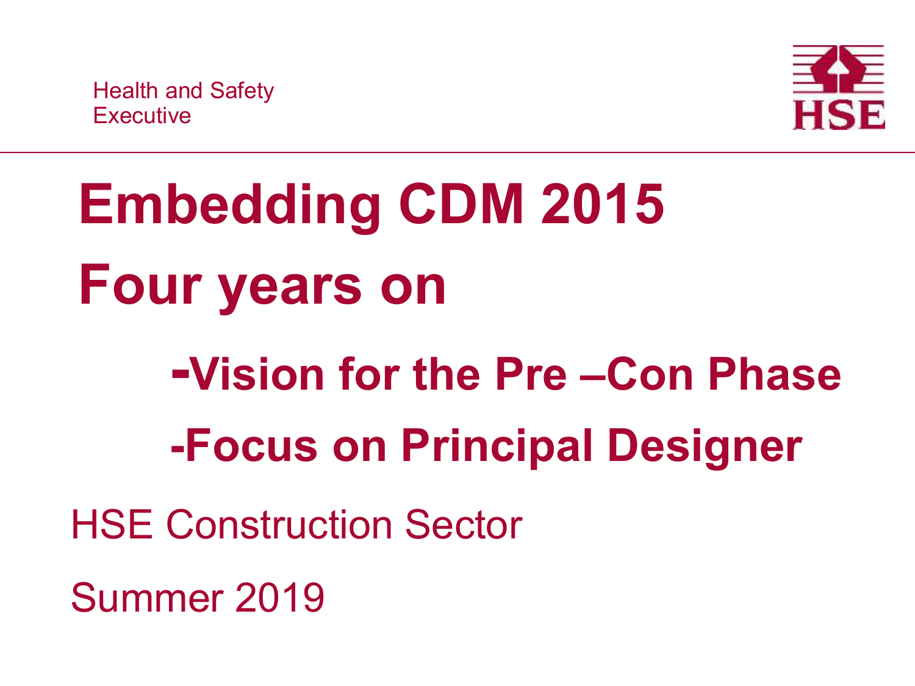Health and Safety
Executive

HSE

# Embedding CDM 2015

# Four years on

## -Vision for the Pre –Con Phase

## -Focus on Principal Designer

HSE Construction Sector

Summer 2019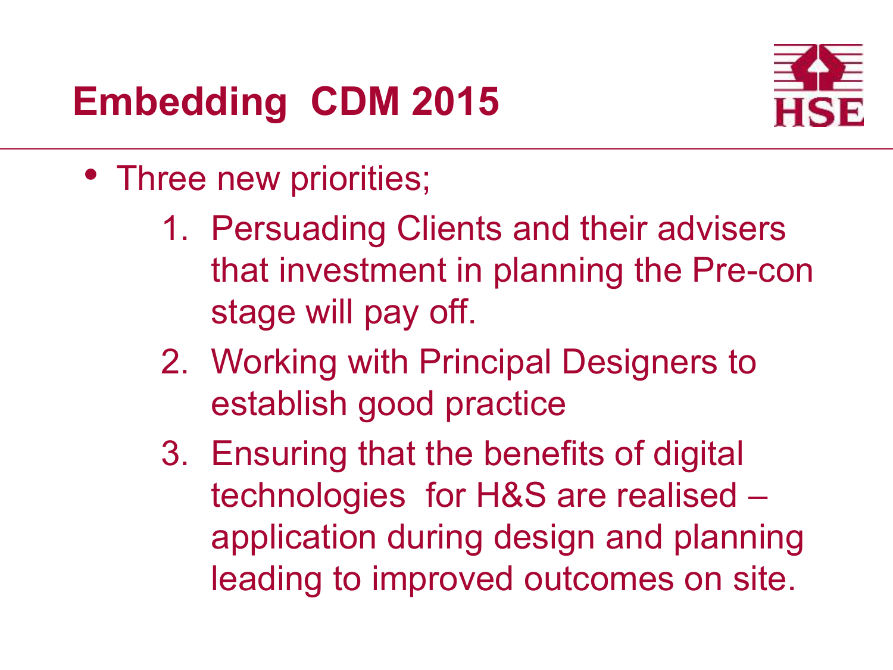# Embedding CDM 2015

- Three new priorities;
  1. Persuading Clients and their advisers that investment in planning the Pre-con stage will pay off.
  2. Working with Principal Designers to establish good practice
  3. Ensuring that the benefits of digital technologies for H&S are realised – application during design and planning leading to improved outcomes on site.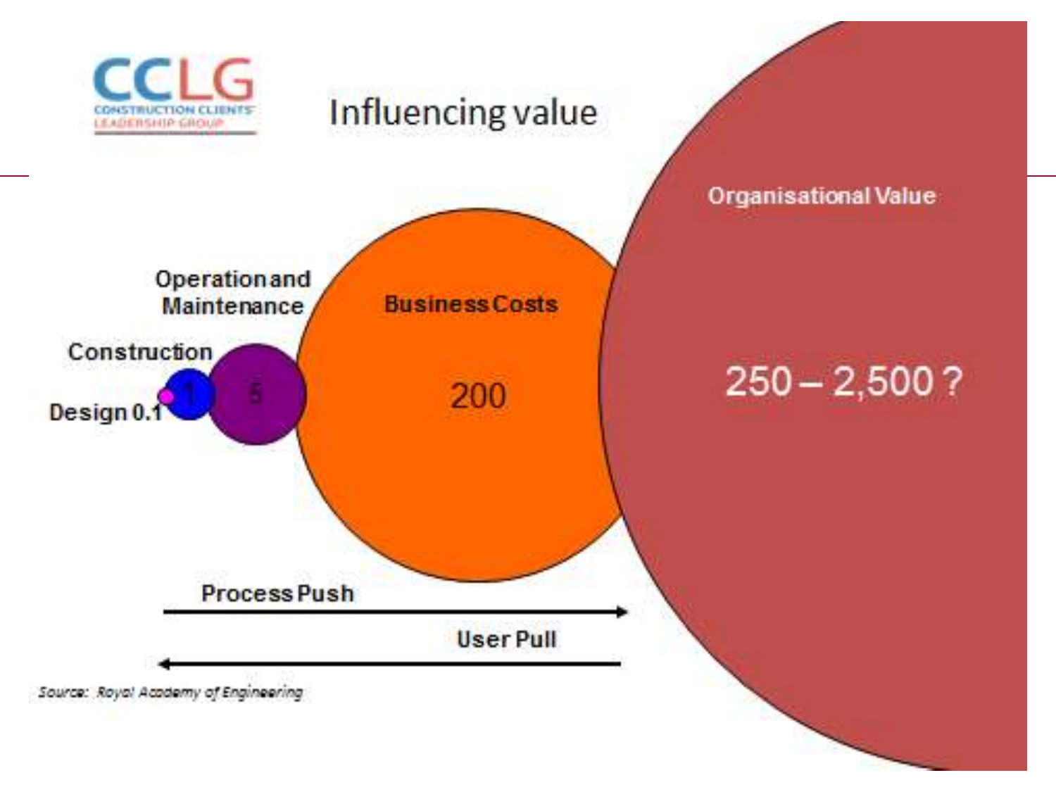CCLG
CONSTRUCTION CLIENTS' LEADERSHIP GROUP

# Influencing value

Organisational Value

250 – 2,500 ?

Business Costs

200

Operation and Maintenance

5

Construction

1

Design 0.1

Process Push

User Pull

*Source: Royal Academy of Engineering*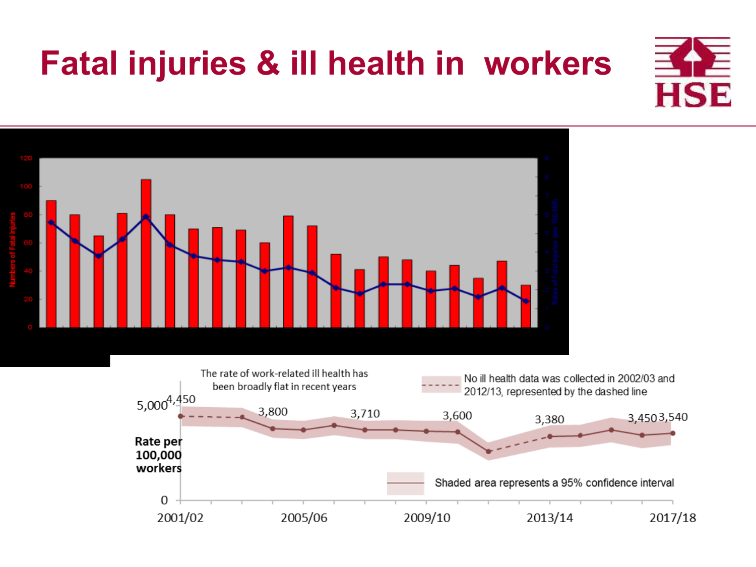# Fatal injuries & ill health in workers

Numbers of Fatal Injuries

Rates of Fatal Injuries (per 100,000)

The rate of work-related ill health has been broadly flat in recent years

No ill health data was collected in 2002/03 and 2012/13, represented by the dashed line

Rate per 100,000 workers

5,000 4,450 3,800 3,710 3,600 3,380 3,450 3,540

0

2001/02 2005/06 2009/10 2013/14 2017/18

Shaded area represents a 95% confidence interval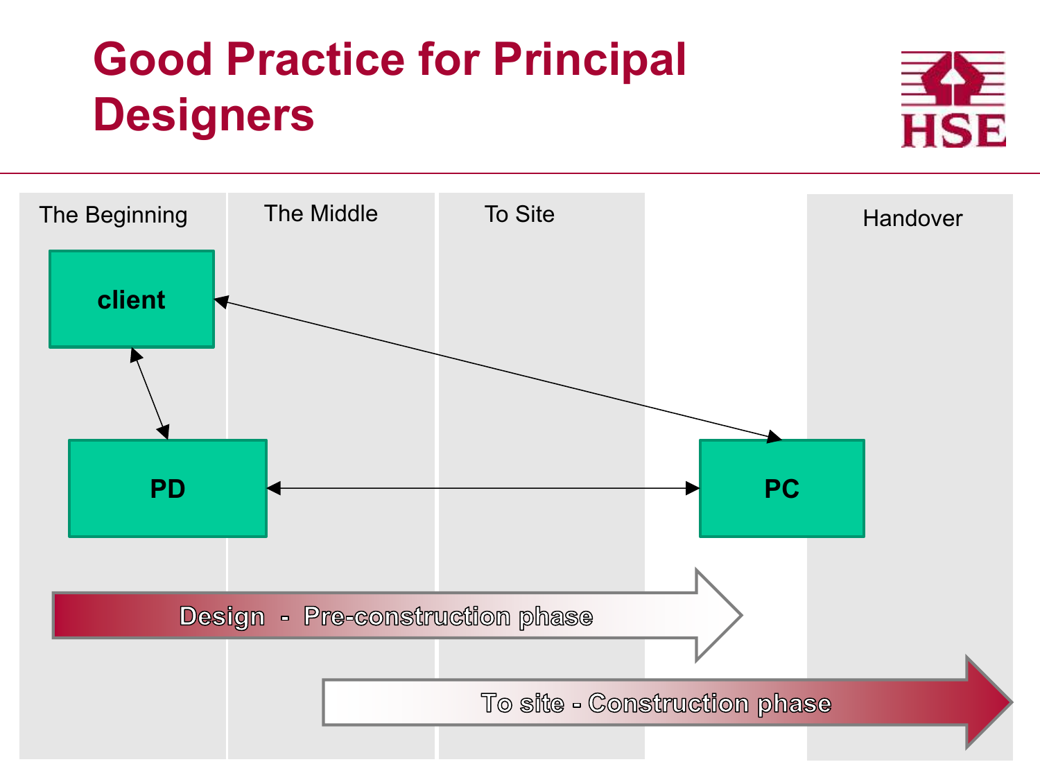# Good Practice for Principal Designers

The Beginning

The Middle

To Site

Handover

client

PD

PC

Design - Pre-construction phase

To site - Construction phase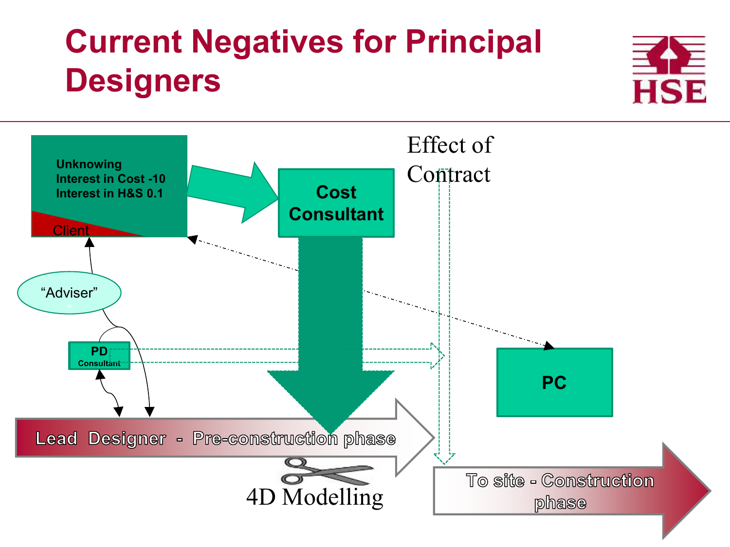# Current Negatives for Principal Designers

Unknowing
Interest in Cost -10
Interest in H&S 0.1

Client

Cost Consultant

Effect of Contract

"Adviser"

PD Consultant

PC

Lead Designer - Pre-construction phase

4D Modelling

To site - Construction phase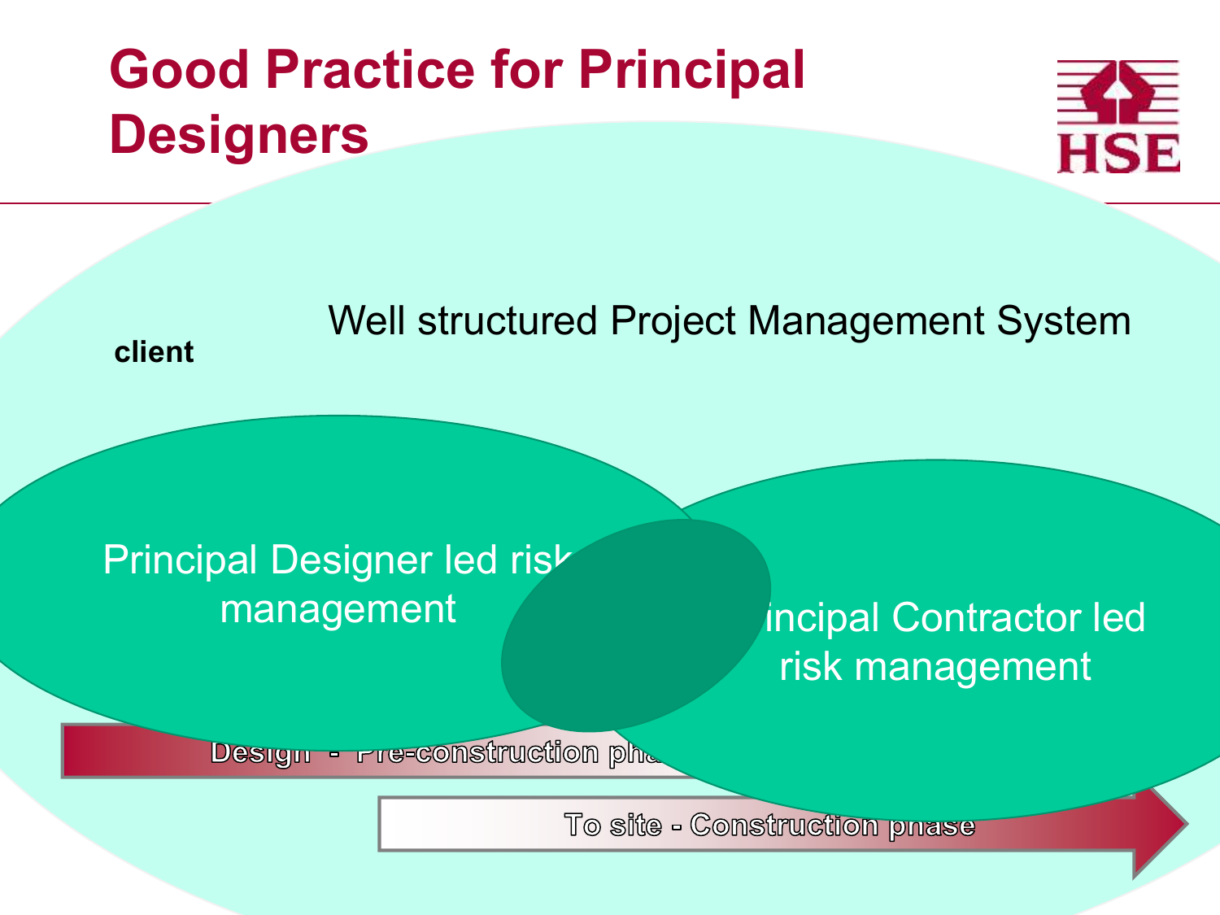# Good Practice for Principal Designers

client

Well structured Project Management System

Principal Designer led risk management

Principal Contractor led risk management

Design - Pre-construction phase

To site - Construction phase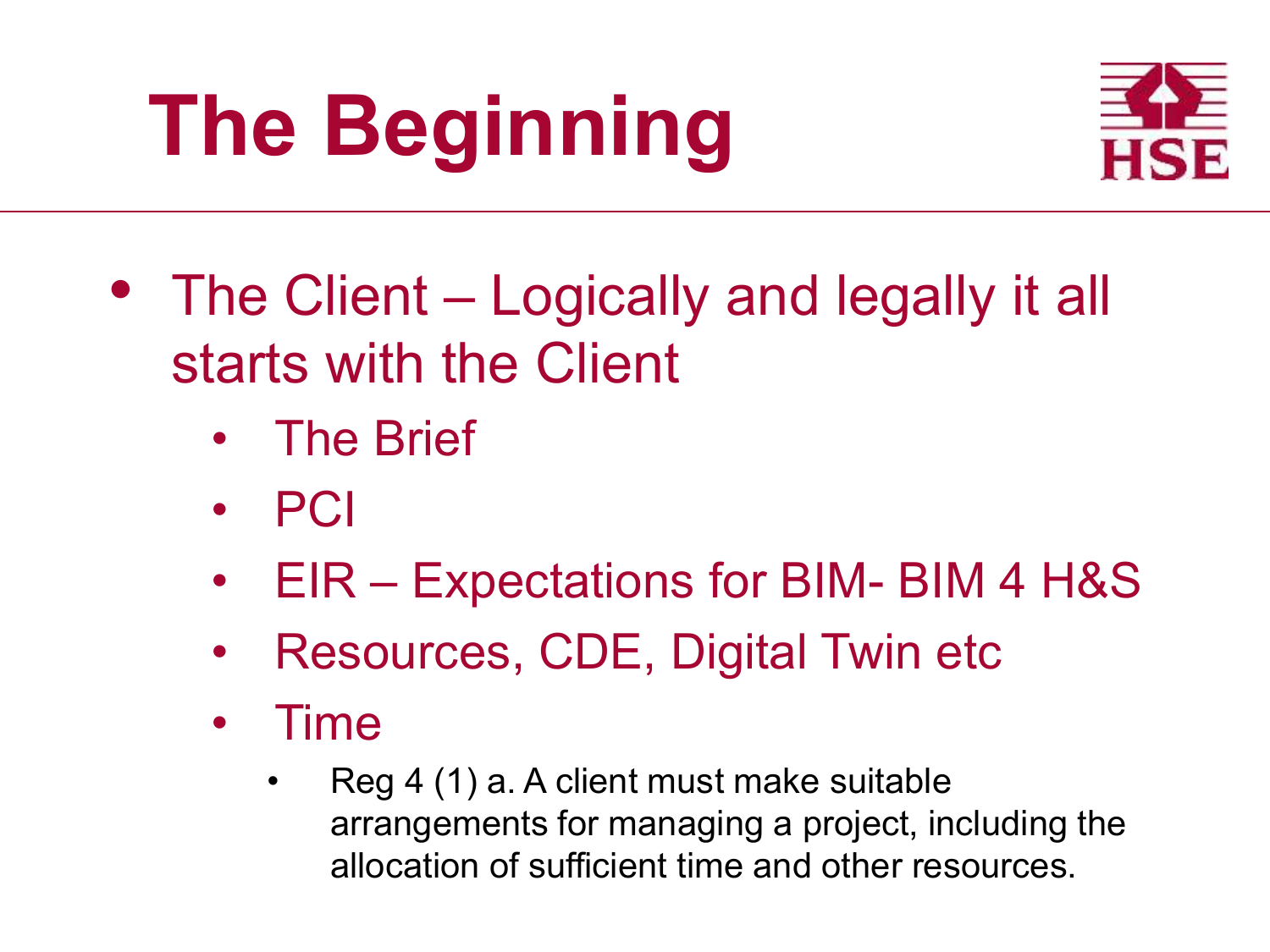# The Beginning

- The Client – Logically and legally it all starts with the Client
  - The Brief
  - PCI
  - EIR – Expectations for BIM- BIM 4 H&S
  - Resources, CDE, Digital Twin etc
  - Time
    - Reg 4 (1) a. A client must make suitable arrangements for managing a project, including the allocation of sufficient time and other resources.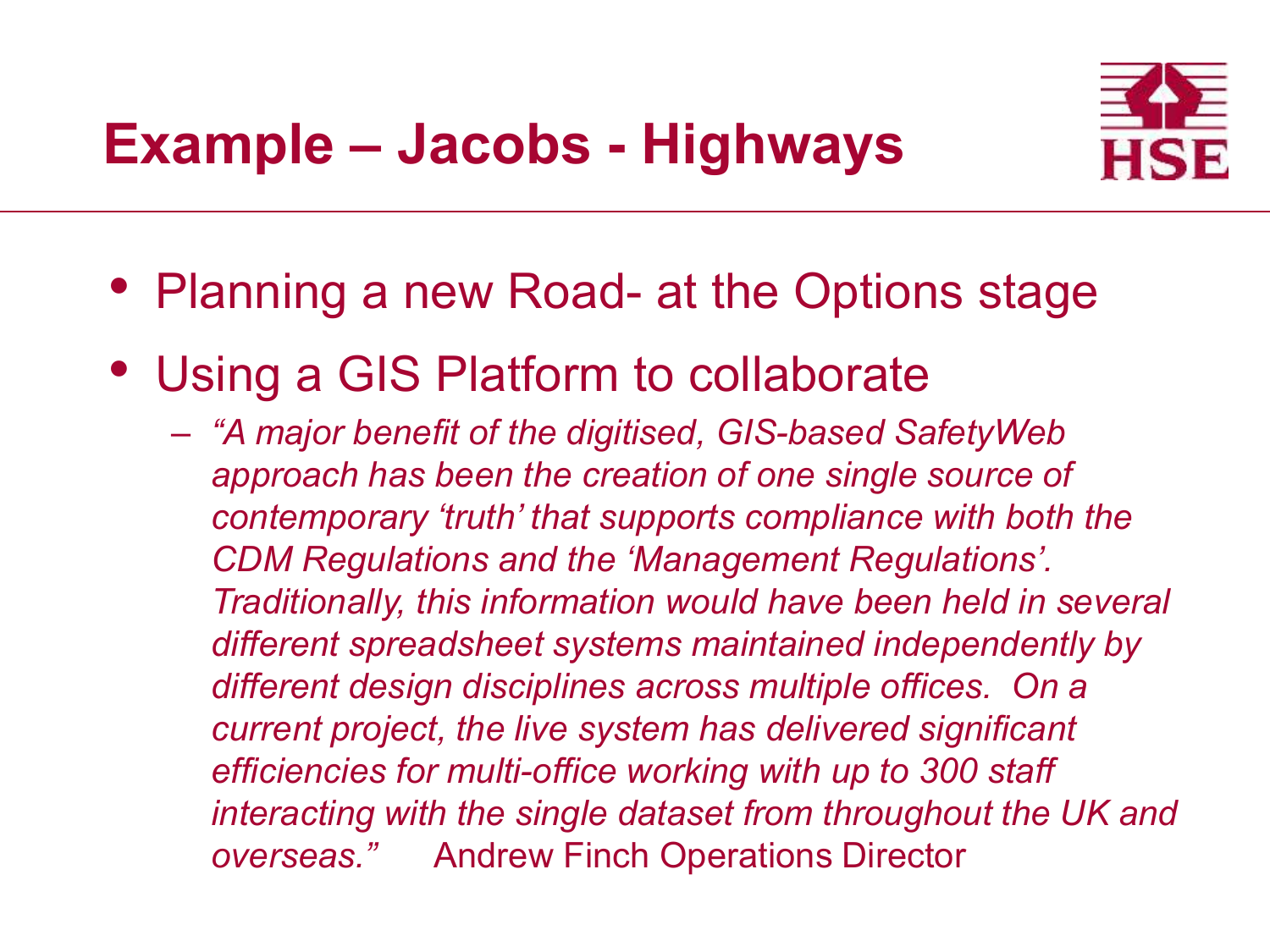# Example – Jacobs - Highways

- Planning a new Road- at the Options stage
- Using a GIS Platform to collaborate
  - *"A major benefit of the digitised, GIS-based SafetyWeb approach has been the creation of one single source of contemporary 'truth' that supports compliance with both the CDM Regulations and the 'Management Regulations'. Traditionally, this information would have been held in several different spreadsheet systems maintained independently by different design disciplines across multiple offices. On a current project, the live system has delivered significant efficiencies for multi-office working with up to 300 staff interacting with the single dataset from throughout the UK and overseas."* Andrew Finch Operations Director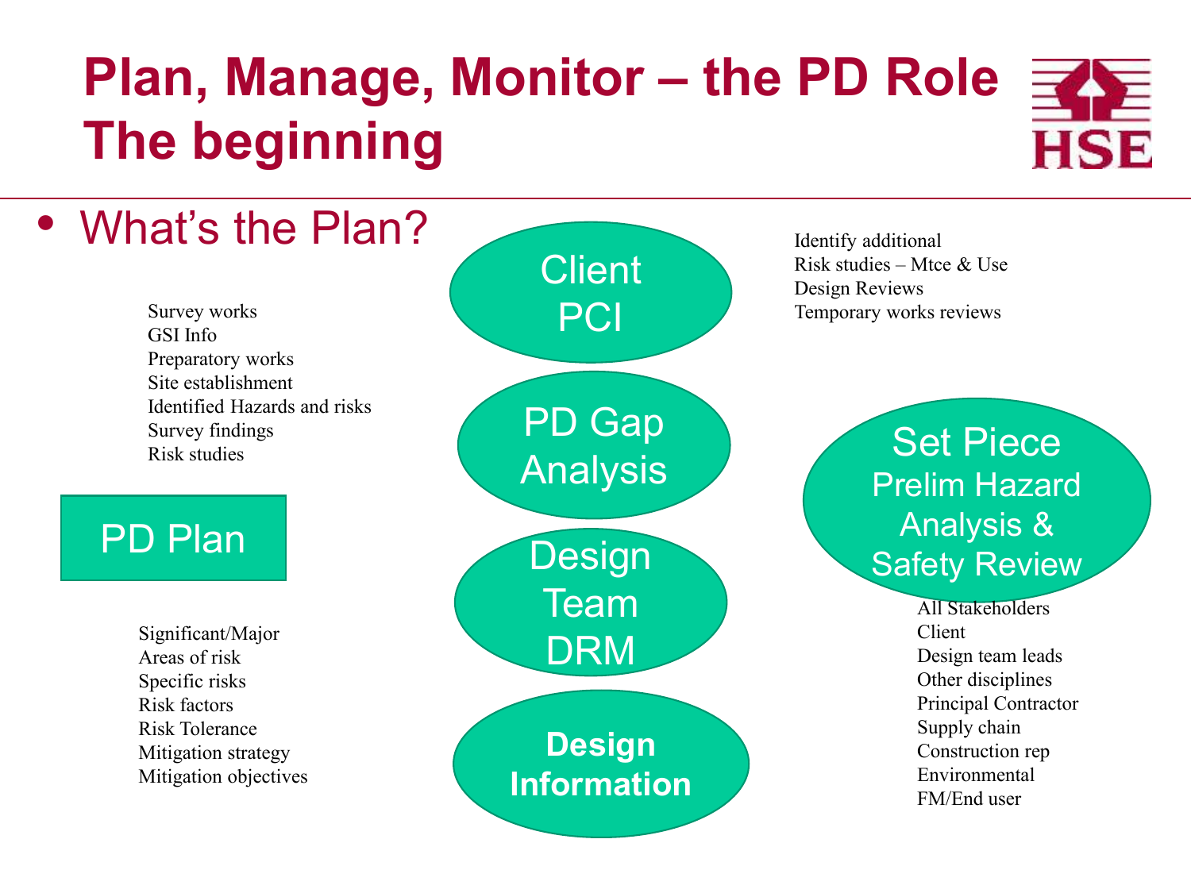# Plan, Manage, Monitor – the PD Role
# The beginning

- What's the Plan?

Survey works
GSI Info
Preparatory works
Site establishment
Identified Hazards and risks
Survey findings
Risk studies

PD Plan

Significant/Major
Areas of risk
Specific risks
Risk factors
Risk Tolerance
Mitigation strategy
Mitigation objectives

Client
PCI

PD Gap
Analysis

Design
Team
DRM

**Design**
**Information**

Identify additional
Risk studies – Mtce & Use
Design Reviews
Temporary works reviews

Set Piece
Prelim Hazard
Analysis &
Safety Review

All Stakeholders
Client
Design team leads
Other disciplines
Principal Contractor
Supply chain
Construction rep
Environmental
FM/End user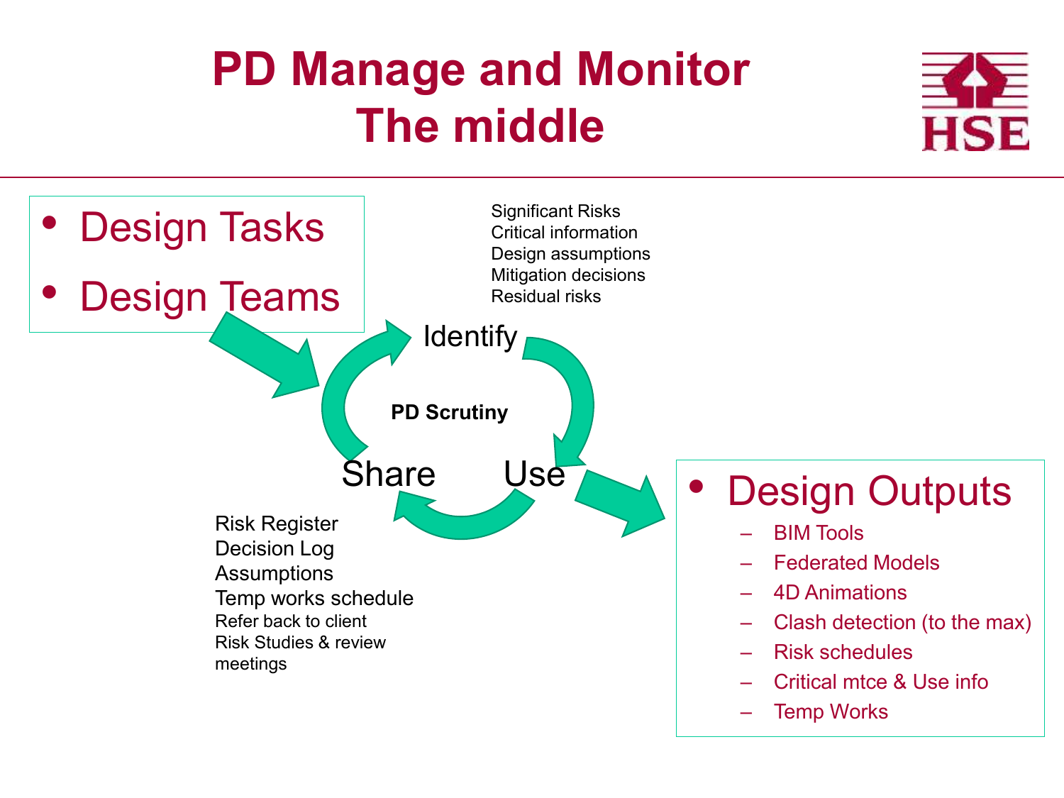# PD Manage and Monitor
# The middle

- Design Tasks
- Design Teams

Significant Risks
Critical information
Design assumptions
Mitigation decisions
Residual risks

Identify

PD Scrutiny

Share

Use

Risk Register
Decision Log
Assumptions
Temp works schedule
Refer back to client
Risk Studies & review meetings

- Design Outputs
  - BIM Tools
  - Federated Models
  - 4D Animations
  - Clash detection (to the max)
  - Risk schedules
  - Critical mtce & Use info
  - Temp Works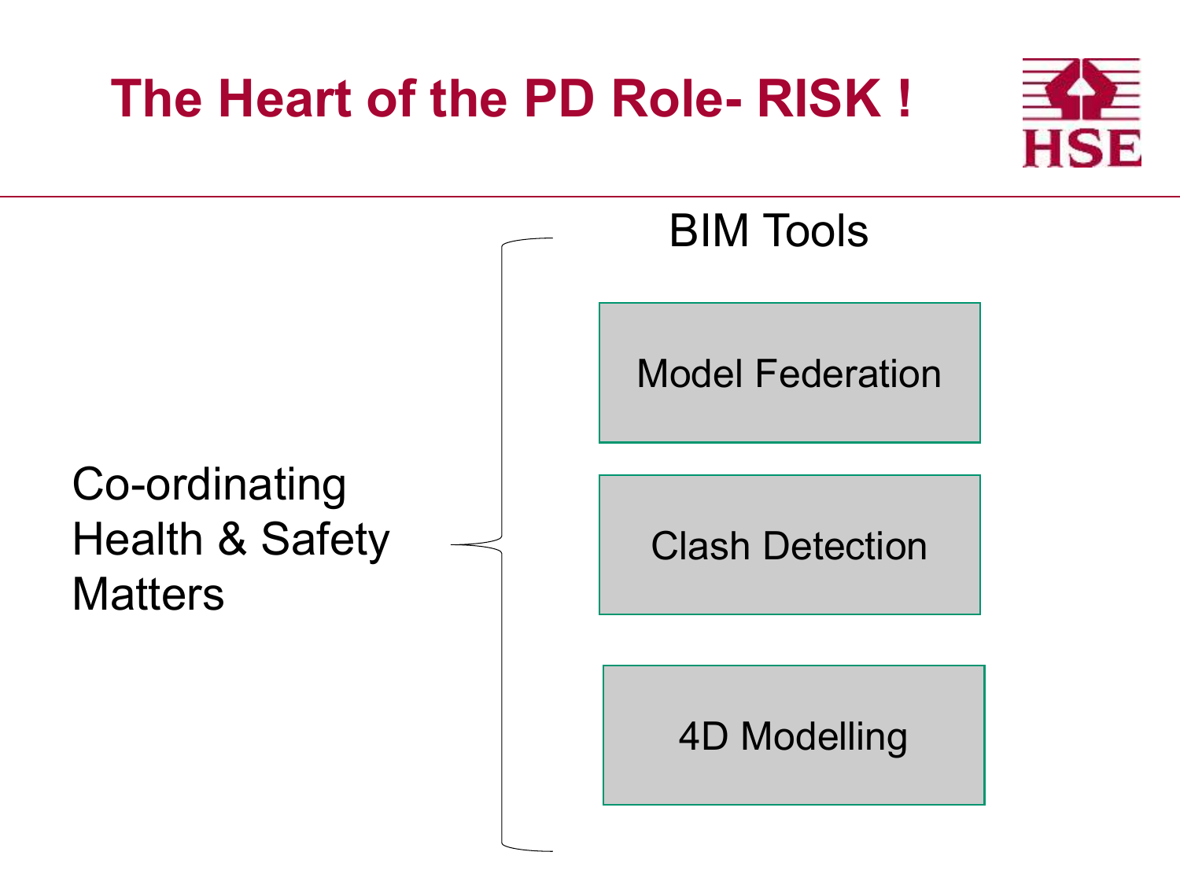# The Heart of the PD Role- RISK !

Co-ordinating Health & Safety Matters

BIM Tools

- Model Federation
- Clash Detection
- 4D Modelling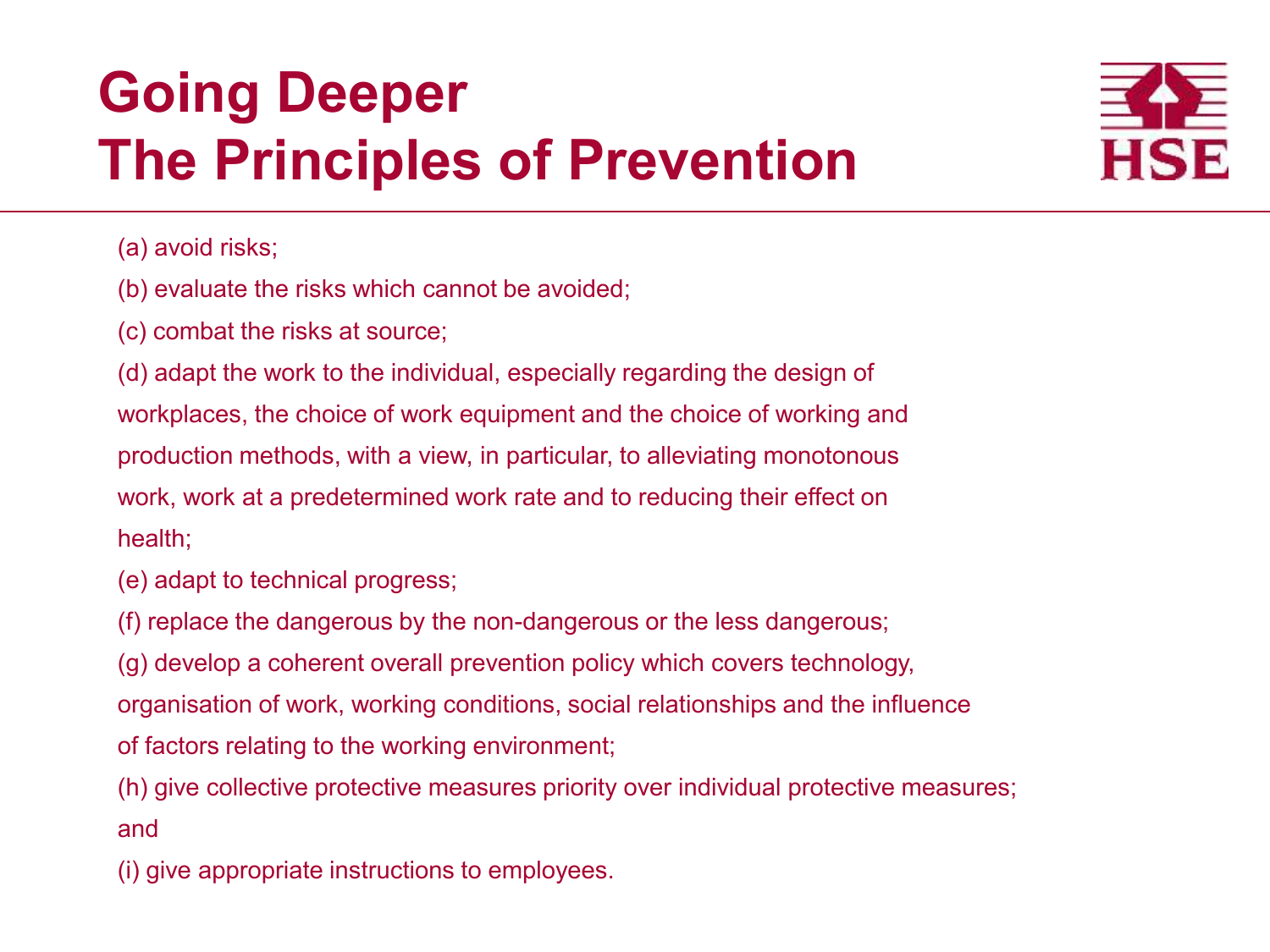# Going Deeper
# The Principles of Prevention

(a) avoid risks;

(b) evaluate the risks which cannot be avoided;

(c) combat the risks at source;

(d) adapt the work to the individual, especially regarding the design of workplaces, the choice of work equipment and the choice of working and production methods, with a view, in particular, to alleviating monotonous work, work at a predetermined work rate and to reducing their effect on health;

(e) adapt to technical progress;

(f) replace the dangerous by the non-dangerous or the less dangerous;

(g) develop a coherent overall prevention policy which covers technology, organisation of work, working conditions, social relationships and the influence of factors relating to the working environment;

(h) give collective protective measures priority over individual protective measures; and

(i) give appropriate instructions to employees.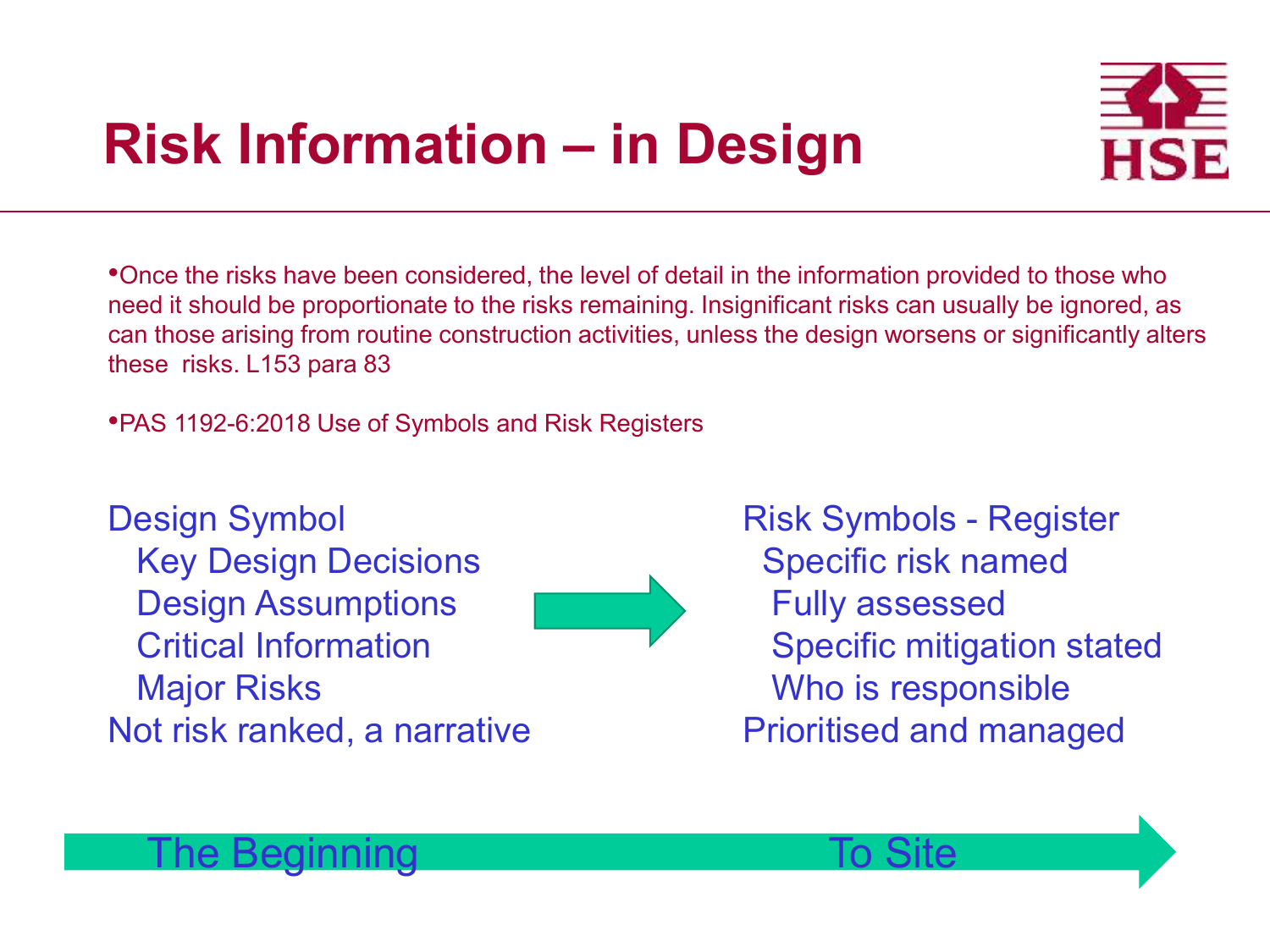# Risk Information – in Design

- Once the risks have been considered, the level of detail in the information provided to those who need it should be proportionate to the risks remaining. Insignificant risks can usually be ignored, as can those arising from routine construction activities, unless the design worsens or significantly alters these risks. L153 para 83
- PAS 1192-6:2018 Use of Symbols and Risk Registers

Design Symbol
- Key Design Decisions
- Design Assumptions
- Critical Information
- Major Risks

Not risk ranked, a narrative

→

Risk Symbols - Register
- Specific risk named
- Fully assessed
- Specific mitigation stated
- Who is responsible

Prioritised and managed

The Beginning → To Site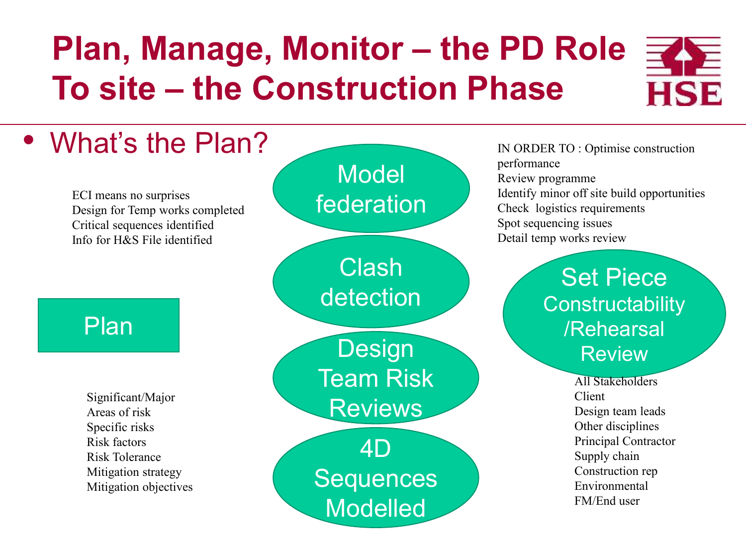# Plan, Manage, Monitor – the PD Role
# To site – the Construction Phase

- What's the Plan?

ECI means no surprises
Design for Temp works completed
Critical sequences identified
Info for H&S File identified

Plan

Significant/Major
Areas of risk
Specific risks
Risk factors
Risk Tolerance
Mitigation strategy
Mitigation objectives

Model federation

Clash detection

Design Team Risk Reviews

4D Sequences Modelled

IN ORDER TO : Optimise construction performance
Review programme
Identify minor off site build opportunities
Check logistics requirements
Spot sequencing issues
Detail temp works review

Set Piece Constructability /Rehearsal Review

All Stakeholders
Client
Design team leads
Other disciplines
Principal Contractor
Supply chain
Construction rep
Environmental
FM/End user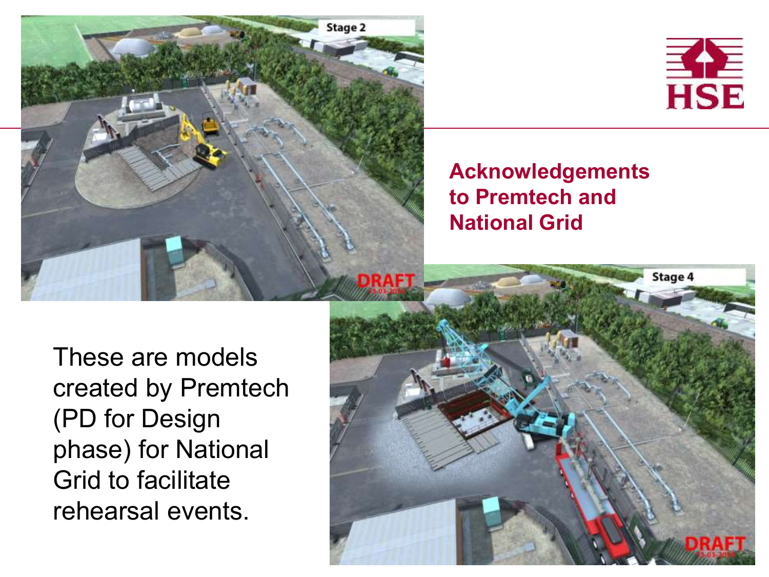**Acknowledgements to Premtech and National Grid**

These are models created by Premtech (PD for Design phase) for National Grid to facilitate rehearsal events.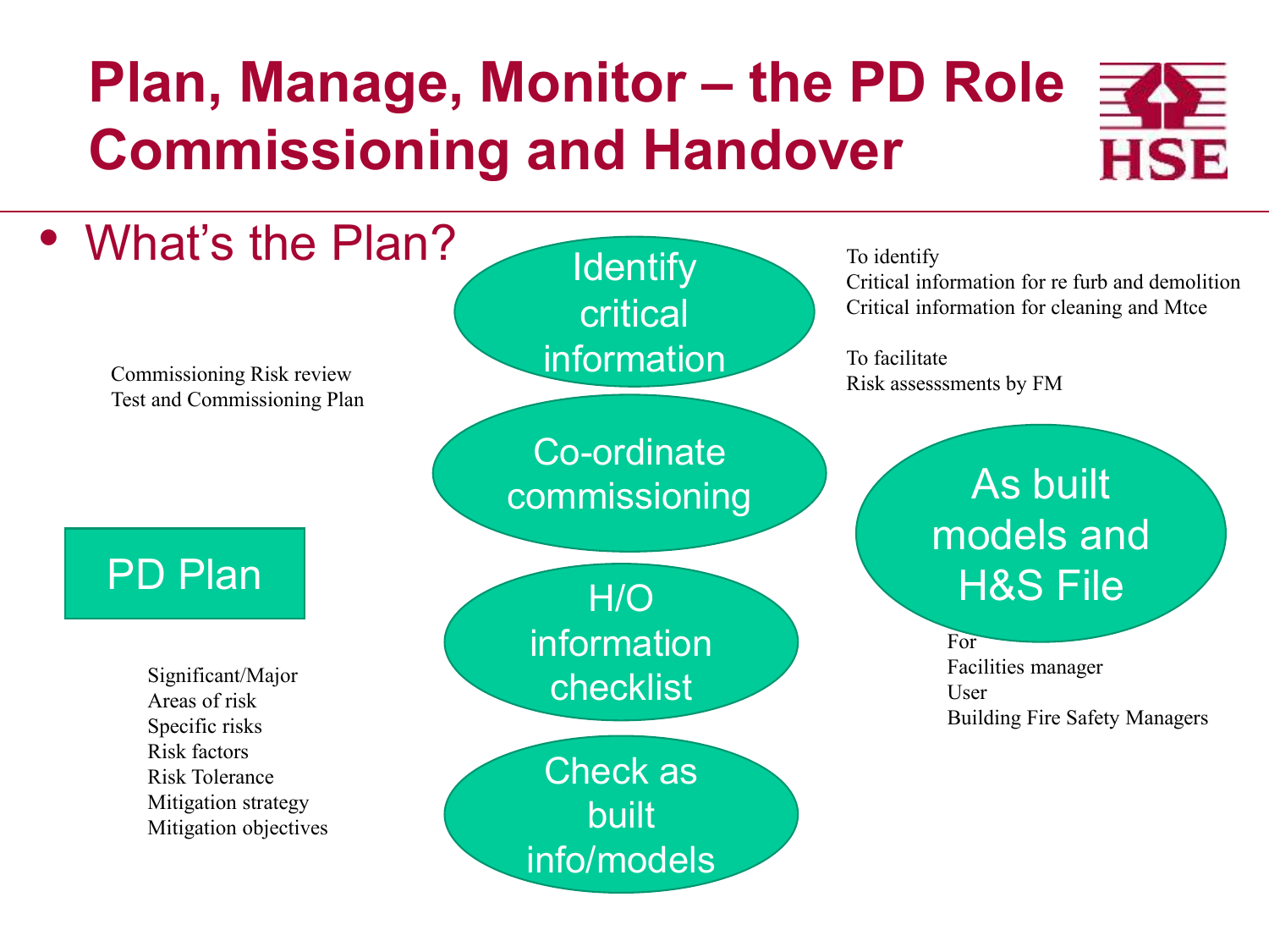# Plan, Manage, Monitor – the PD Role Commissioning and Handover

- What's the Plan?

Commissioning Risk review
Test and Commissioning Plan

PD Plan

Significant/Major
Areas of risk
Specific risks
Risk factors
Risk Tolerance
Mitigation strategy
Mitigation objectives

Identify critical information

Co-ordinate commissioning

H/O information checklist

Check as built info/models

To identify
Critical information for re furb and demolition
Critical information for cleaning and Mtce

To facilitate
Risk assesssments by FM

As built models and H&S File

For
Facilities manager
User
Building Fire Safety Managers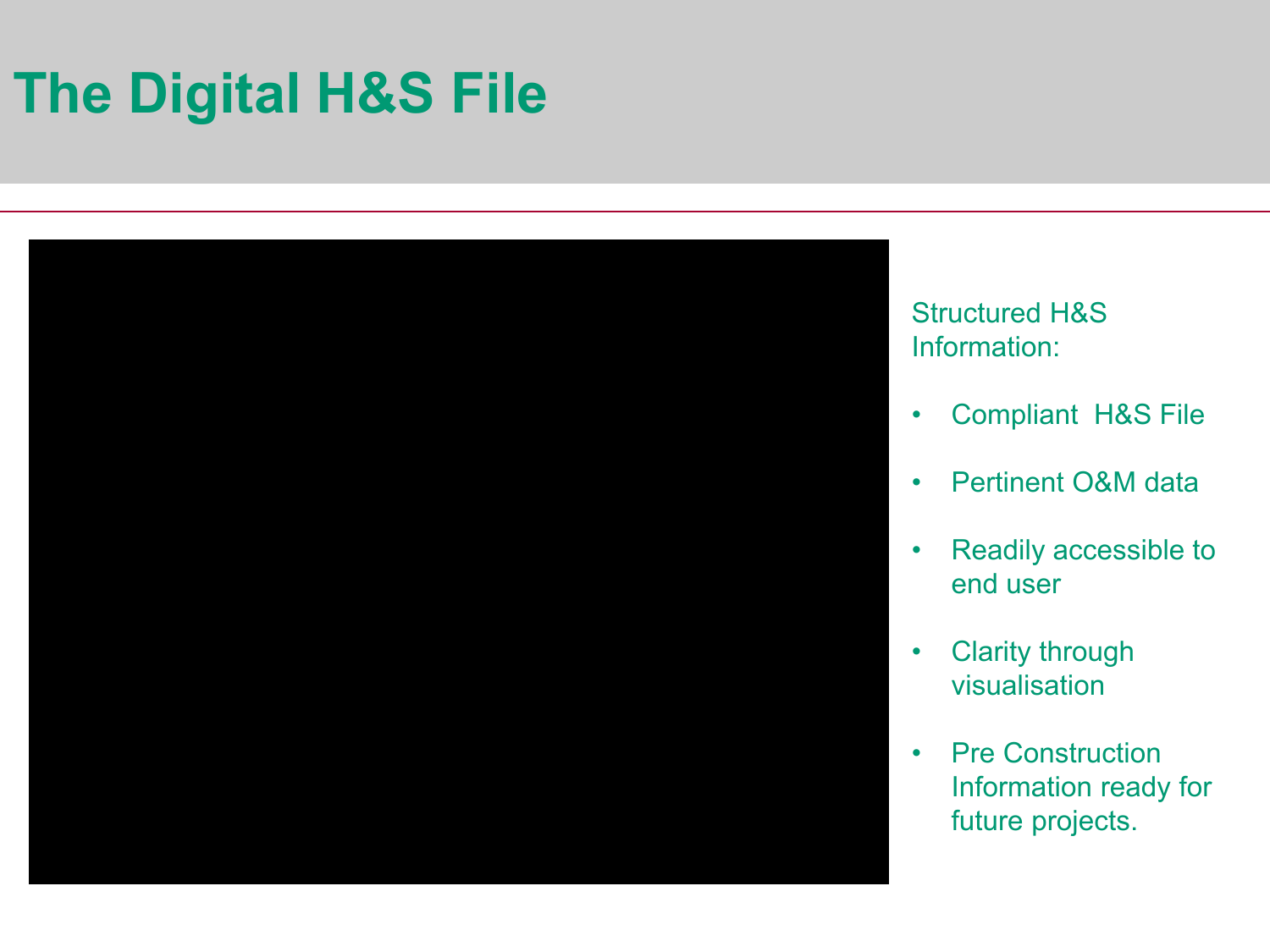# The Digital H&S File

Structured H&S Information:

- Compliant H&S File
- Pertinent O&M data
- Readily accessible to end user
- Clarity through visualisation
- Pre Construction Information ready for future projects.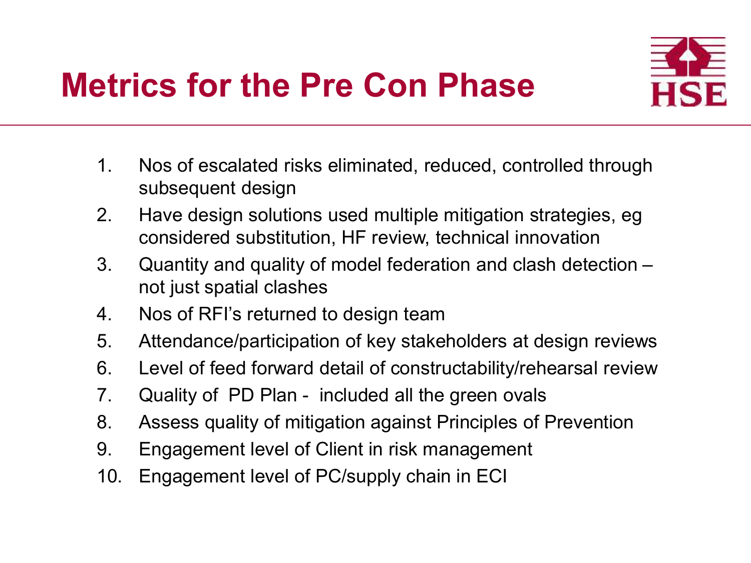# Metrics for the Pre Con Phase

1. Nos of escalated risks eliminated, reduced, controlled through subsequent design
2. Have design solutions used multiple mitigation strategies, eg considered substitution, HF review, technical innovation
3. Quantity and quality of model federation and clash detection – not just spatial clashes
4. Nos of RFI's returned to design team
5. Attendance/participation of key stakeholders at design reviews
6. Level of feed forward detail of constructability/rehearsal review
7. Quality of PD Plan - included all the green ovals
8. Assess quality of mitigation against Principles of Prevention
9. Engagement level of Client in risk management
10. Engagement level of PC/supply chain in ECI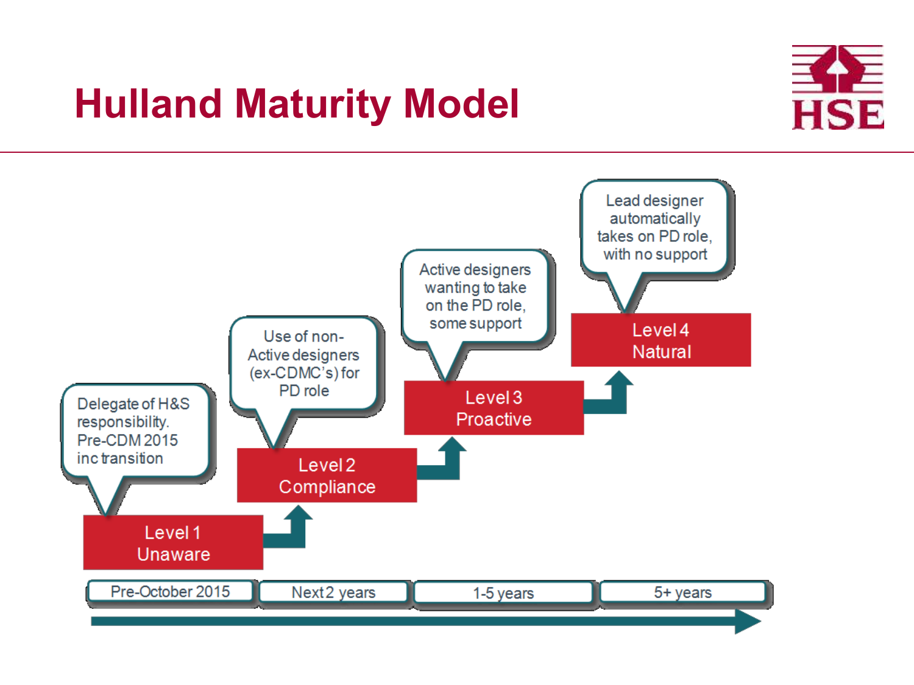# Hulland Maturity Model

Delegate of H&S responsibility. Pre-CDM 2015 inc transition

Level 1
Unaware

Use of non-Active designers (ex-CDMC's) for PD role

Level 2
Compliance

Active designers wanting to take on the PD role, some support

Level 3
Proactive

Lead designer automatically takes on PD role, with no support

Level 4
Natural

Pre-October 2015

Next 2 years

1-5 years

5+ years